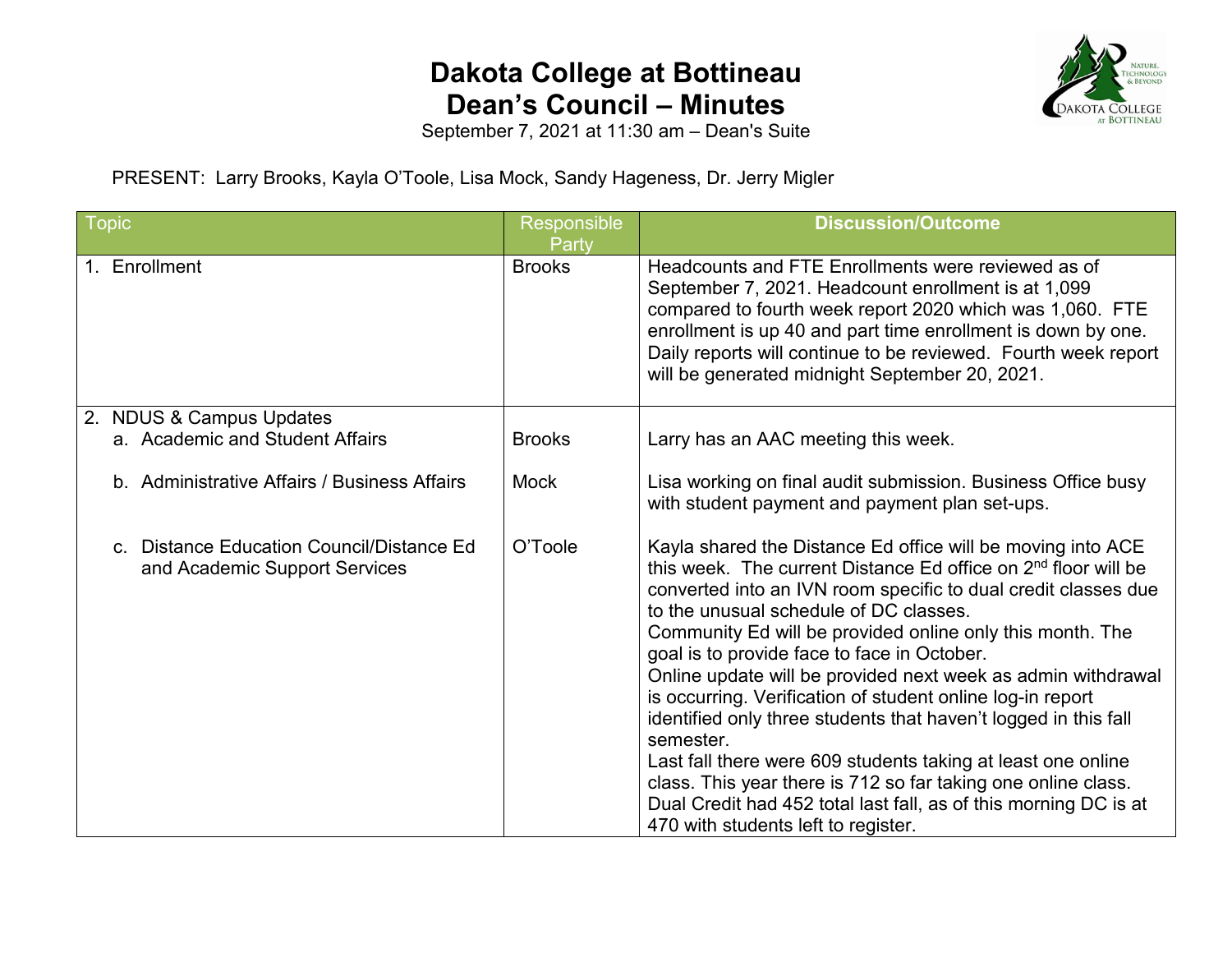# Dakota College at Bottineau
# Dean's Council – Minutes

September 7, 2021 at 11:30 am – Dean's Suite

PRESENT: Larry Brooks, Kayla O'Toole, Lisa Mock, Sandy Hageness, Dr. Jerry Migler

| Topic | Responsible Party | Discussion/Outcome |
|---|---|---|
| 1. Enrollment | Brooks | Headcounts and FTE Enrollments were reviewed as of September 7, 2021. Headcount enrollment is at 1,099 compared to fourth week report 2020 which was 1,060. FTE enrollment is up 40 and part time enrollment is down by one. Daily reports will continue to be reviewed. Fourth week report will be generated midnight September 20, 2021. |
| 2. NDUS & Campus Updates | | |
| a. Academic and Student Affairs | Brooks | Larry has an AAC meeting this week. |
| b. Administrative Affairs / Business Affairs | Mock | Lisa working on final audit submission. Business Office busy with student payment and payment plan set-ups. |
| c. Distance Education Council/Distance Ed and Academic Support Services | O'Toole | Kayla shared the Distance Ed office will be moving into ACE this week. The current Distance Ed office on 2nd floor will be converted into an IVN room specific to dual credit classes due to the unusual schedule of DC classes. Community Ed will be provided online only this month. The goal is to provide face to face in October. Online update will be provided next week as admin withdrawal is occurring. Verification of student online log-in report identified only three students that haven't logged in this fall semester. Last fall there were 609 students taking at least one online class. This year there is 712 so far taking one online class. Dual Credit had 452 total last fall, as of this morning DC is at 470 with students left to register. |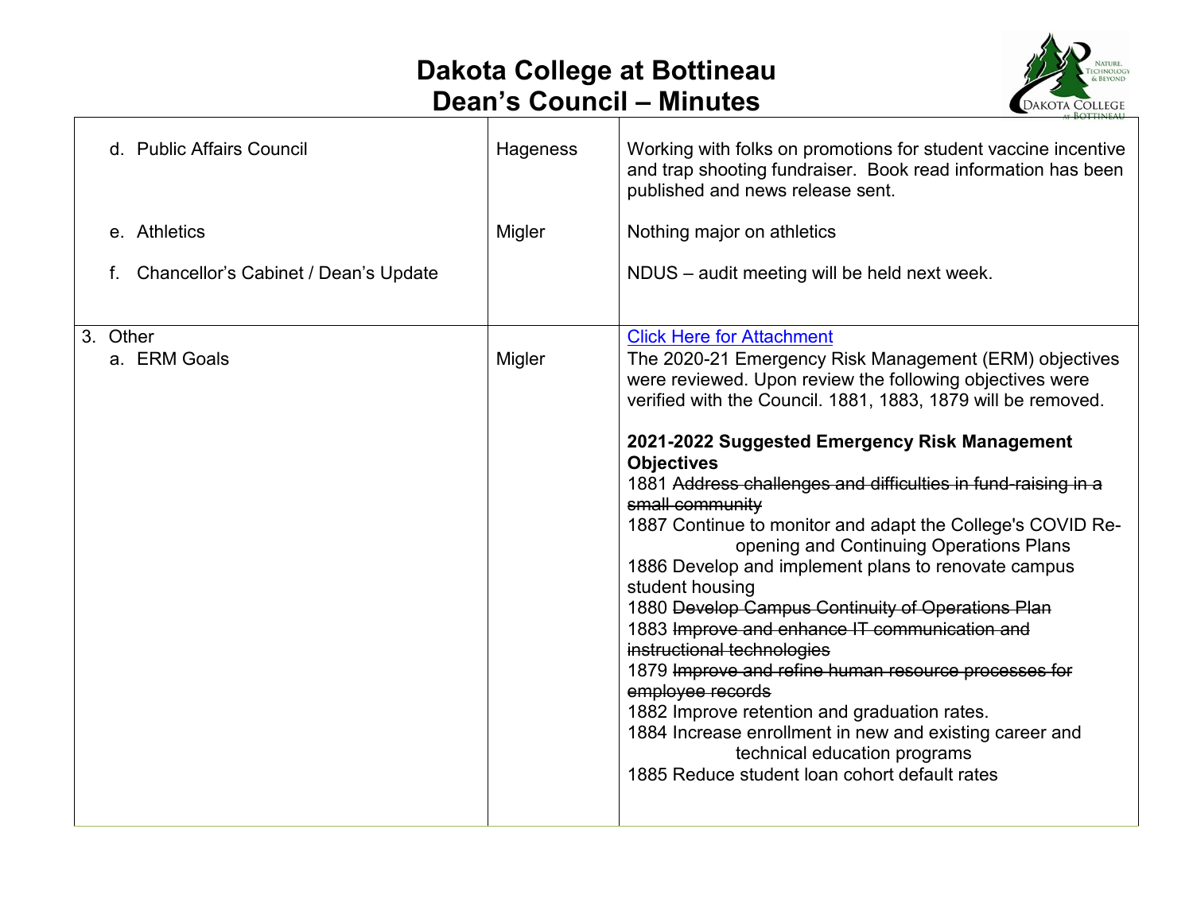# Dakota College at Bottineau
# Dean's Council – Minutes

| | | |
|---|---|---|
| d. Public Affairs Council | Hageness | Working with folks on promotions for student vaccine incentive and trap shooting fundraiser. Book read information has been published and news release sent. |
| e. Athletics | Migler | Nothing major on athletics |
| f. Chancellor's Cabinet / Dean's Update | | NDUS – audit meeting will be held next week. |
| 3. Other<br>a. ERM Goals | Migler | [Click Here for Attachment]<br>The 2020-21 Emergency Risk Management (ERM) objectives were reviewed. Upon review the following objectives were verified with the Council. 1881, 1883, 1879 will be removed.<br><br>**2021-2022 Suggested Emergency Risk Management Objectives**<br>1881 ~~Address challenges and difficulties in fund-raising in a small community~~<br>1887 Continue to monitor and adapt the College's COVID Re-opening and Continuing Operations Plans<br>1886 Develop and implement plans to renovate campus student housing<br>1880 ~~Develop Campus Continuity of Operations Plan~~<br>1883 ~~Improve and enhance IT communication and instructional technologies~~<br>1879 ~~Improve and refine human resource processes for employee records~~<br>1882 Improve retention and graduation rates.<br>1884 Increase enrollment in new and existing career and technical education programs<br>1885 Reduce student loan cohort default rates |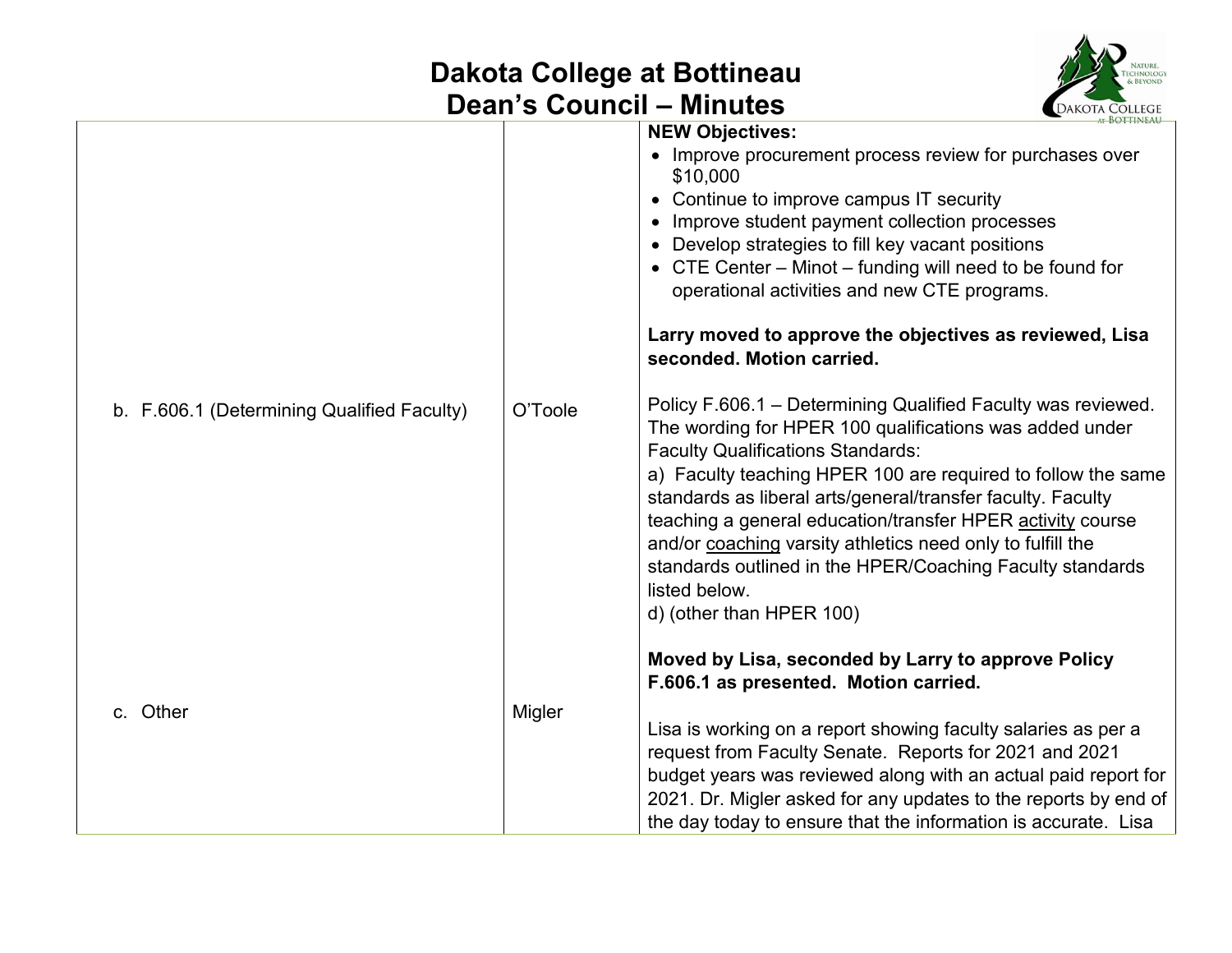| | | |
|---|---|---|
| | | **NEW Objectives:**<br>• Improve procurement process review for purchases over $10,000<br>• Continue to improve campus IT security<br>• Improve student payment collection processes<br>• Develop strategies to fill key vacant positions<br>• CTE Center – Minot – funding will need to be found for operational activities and new CTE programs.<br><br>**Larry moved to approve the objectives as reviewed, Lisa seconded. Motion carried.** |
| b. F.606.1 (Determining Qualified Faculty) | O'Toole | Policy F.606.1 – Determining Qualified Faculty was reviewed. The wording for HPER 100 qualifications was added under Faculty Qualifications Standards:<br>a) Faculty teaching HPER 100 are required to follow the same standards as liberal arts/general/transfer faculty. Faculty teaching a general education/transfer HPER activity course and/or coaching varsity athletics need only to fulfill the standards outlined in the HPER/Coaching Faculty standards listed below.<br>d) (other than HPER 100)<br><br>**Moved by Lisa, seconded by Larry to approve Policy F.606.1 as presented. Motion carried.** |
| c. Other | Migler | Lisa is working on a report showing faculty salaries as per a request from Faculty Senate. Reports for 2021 and 2021 budget years was reviewed along with an actual paid report for 2021. Dr. Migler asked for any updates to the reports by end of the day today to ensure that the information is accurate. Lisa |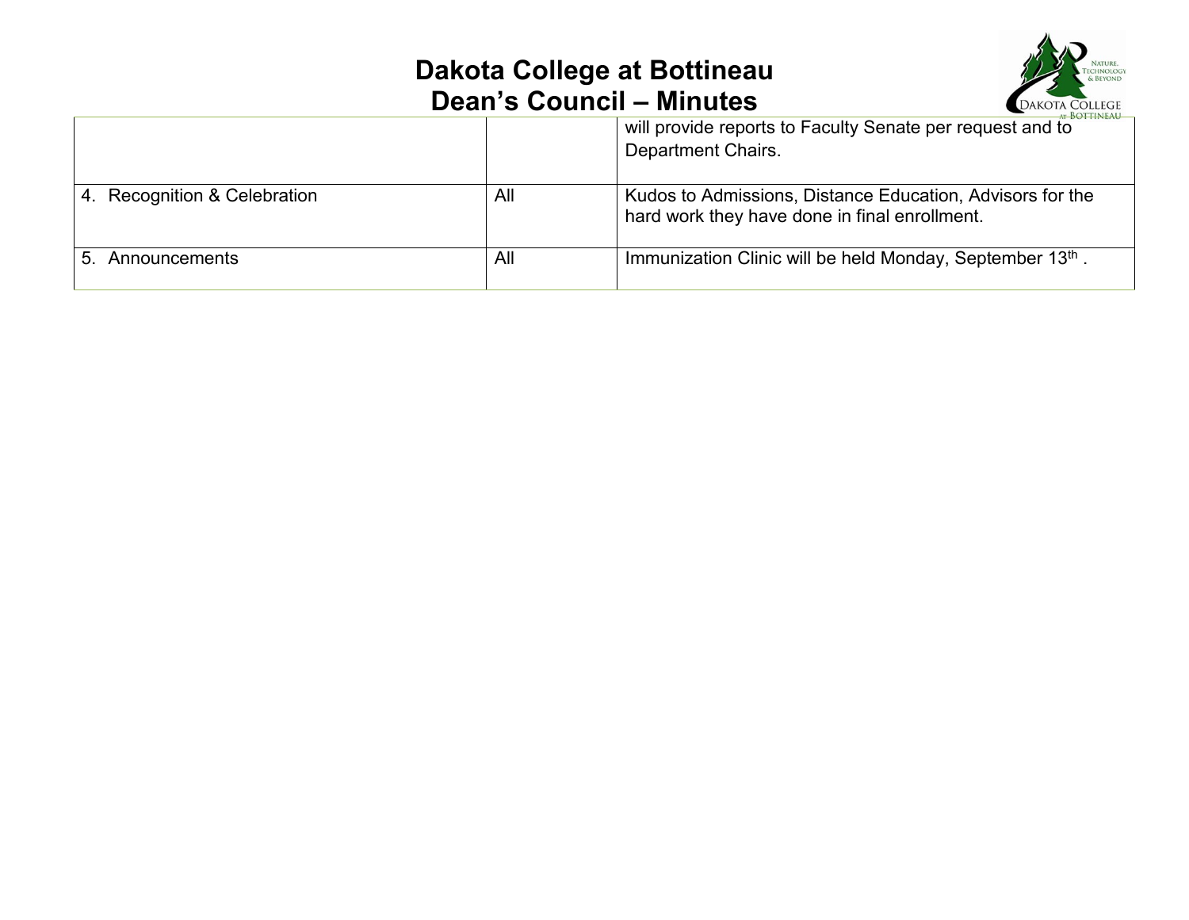| | | |
|---|---|---|
| | | will provide reports to Faculty Senate per request and to Department Chairs. |
| 4. Recognition & Celebration | All | Kudos to Admissions, Distance Education, Advisors for the hard work they have done in final enrollment. |
| 5. Announcements | All | Immunization Clinic will be held Monday, September 13th . |